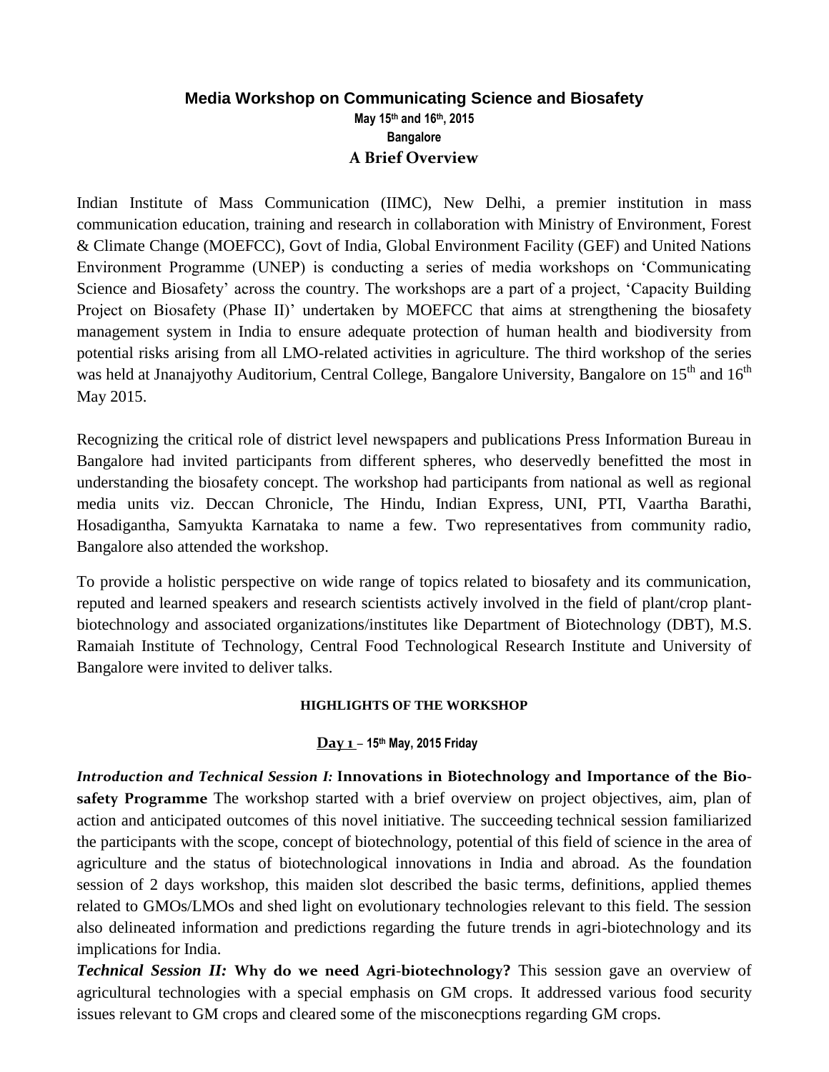# Media Workshop on Communicating Science and Biosafety

**May 15th and 16th, 2015**

**Bangalore**

**A Brief Overview**

Indian Institute of Mass Communication (IIMC), New Delhi, a premier institution in mass communication education, training and research in collaboration with Ministry of Environment, Forest & Climate Change (MOEFCC), Govt of India, Global Environment Facility (GEF) and United Nations Environment Programme (UNEP) is conducting a series of media workshops on 'Communicating Science and Biosafety' across the country. The workshops are a part of a project, 'Capacity Building Project on Biosafety (Phase II)' undertaken by MOEFCC that aims at strengthening the biosafety management system in India to ensure adequate protection of human health and biodiversity from potential risks arising from all LMO-related activities in agriculture. The third workshop of the series was held at Jnanajyothy Auditorium, Central College, Bangalore University, Bangalore on 15th and 16th May 2015.

Recognizing the critical role of district level newspapers and publications Press Information Bureau in Bangalore had invited participants from different spheres, who deservedly benefitted the most in understanding the biosafety concept. The workshop had participants from national as well as regional media units viz. Deccan Chronicle, The Hindu, Indian Express, UNI, PTI, Vaartha Barathi, Hosadigantha, Samyukta Karnataka to name a few. Two representatives from community radio, Bangalore also attended the workshop.

To provide a holistic perspective on wide range of topics related to biosafety and its communication, reputed and learned speakers and research scientists actively involved in the field of plant/crop plant-biotechnology and associated organizations/institutes like Department of Biotechnology (DBT), M.S. Ramaiah Institute of Technology, Central Food Technological Research Institute and University of Bangalore were invited to deliver talks.

## HIGHLIGHTS OF THE WORKSHOP

### Day 1 – 15th May, 2015 Friday

***Introduction and Technical Session I:*** **Innovations in Biotechnology and Importance of the Bio-safety Programme** The workshop started with a brief overview on project objectives, aim, plan of action and anticipated outcomes of this novel initiative. The succeeding technical session familiarized the participants with the scope, concept of biotechnology, potential of this field of science in the area of agriculture and the status of biotechnological innovations in India and abroad. As the foundation session of 2 days workshop, this maiden slot described the basic terms, definitions, applied themes related to GMOs/LMOs and shed light on evolutionary technologies relevant to this field. The session also delineated information and predictions regarding the future trends in agri-biotechnology and its implications for India.

***Technical Session II:*** **Why do we need Agri-biotechnology?** This session gave an overview of agricultural technologies with a special emphasis on GM crops. It addressed various food security issues relevant to GM crops and cleared some of the misconecptions regarding GM crops.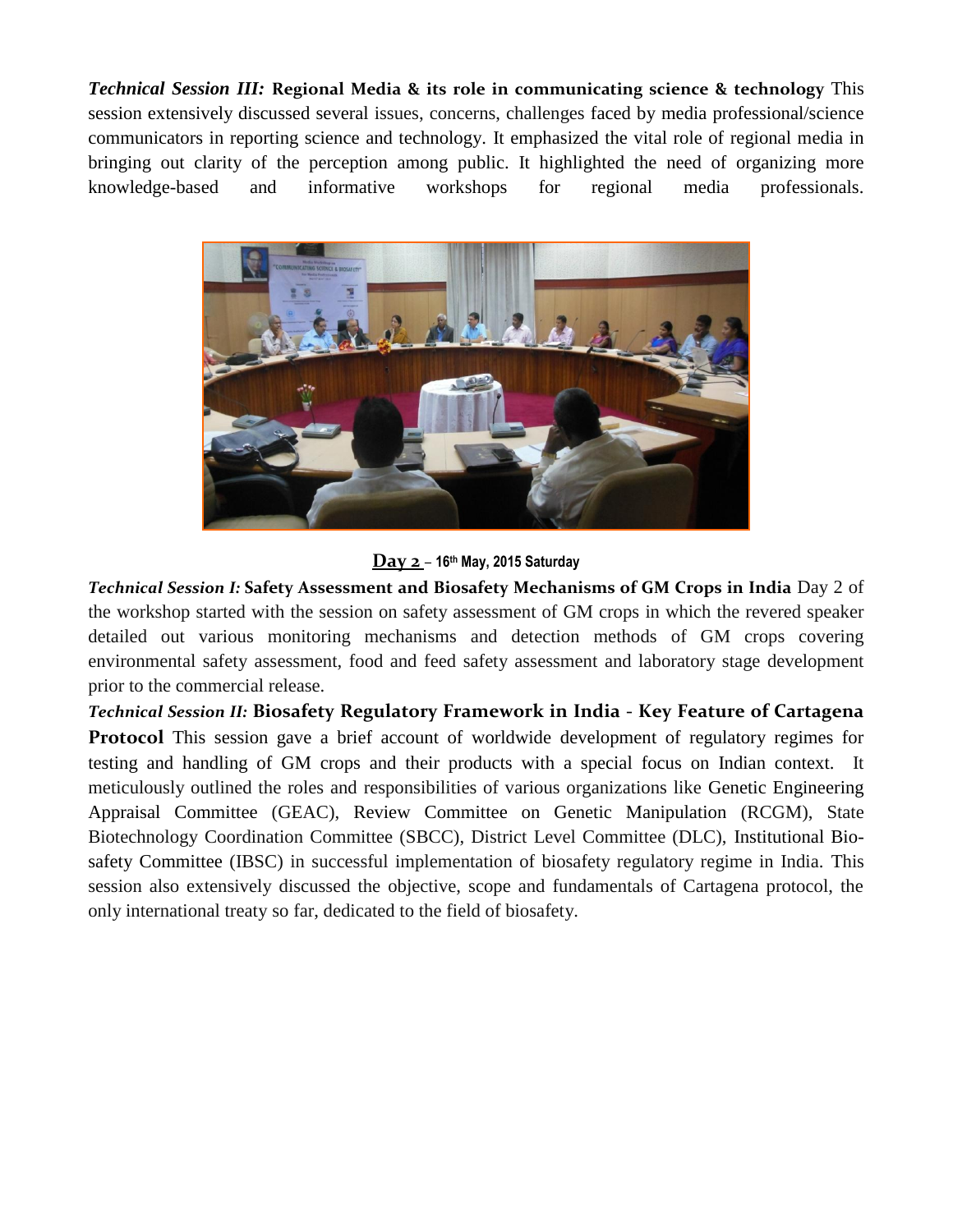***Technical Session III:*** **Regional Media & its role in communicating science & technology** This session extensively discussed several issues, concerns, challenges faced by media professional/science communicators in reporting science and technology. It emphasized the vital role of regional media in bringing out clarity of the perception among public. It highlighted the need of organizing more knowledge-based and informative workshops for regional media professionals.

**Day 2** – **16th May, 2015 Saturday**

***Technical Session I:*** **Safety Assessment and Biosafety Mechanisms of GM Crops in India** Day 2 of the workshop started with the session on safety assessment of GM crops in which the revered speaker detailed out various monitoring mechanisms and detection methods of GM crops covering environmental safety assessment, food and feed safety assessment and laboratory stage development prior to the commercial release.

***Technical Session II:*** **Biosafety Regulatory Framework in India - Key Feature of Cartagena Protocol** This session gave a brief account of worldwide development of regulatory regimes for testing and handling of GM crops and their products with a special focus on Indian context. It meticulously outlined the roles and responsibilities of various organizations like Genetic Engineering Appraisal Committee (GEAC), Review Committee on Genetic Manipulation (RCGM), State Biotechnology Coordination Committee (SBCC), District Level Committee (DLC), Institutional Bio-safety Committee (IBSC) in successful implementation of biosafety regulatory regime in India. This session also extensively discussed the objective, scope and fundamentals of Cartagena protocol, the only international treaty so far, dedicated to the field of biosafety.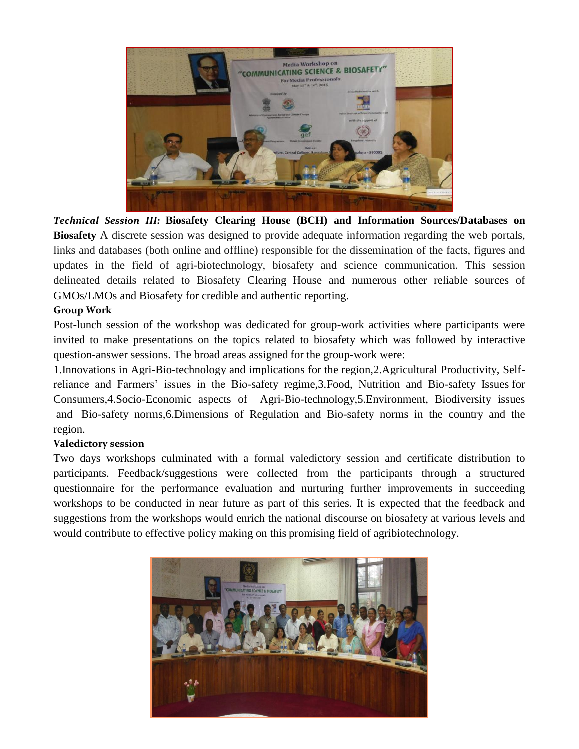***Technical Session III:*** **Biosafety Clearing House (BCH) and Information Sources/Databases on Biosafety** A discrete session was designed to provide adequate information regarding the web portals, links and databases (both online and offline) responsible for the dissemination of the facts, figures and updates in the field of agri-biotechnology, biosafety and science communication. This session delineated details related to Biosafety Clearing House and numerous other reliable sources of GMOs/LMOs and Biosafety for credible and authentic reporting.

**Group Work**

Post-lunch session of the workshop was dedicated for group-work activities where participants were invited to make presentations on the topics related to biosafety which was followed by interactive question-answer sessions. The broad areas assigned for the group-work were:

1.Innovations in Agri-Bio-technology and implications for the region,2.Agricultural Productivity, Self-reliance and Farmers' issues in the Bio-safety regime,3.Food, Nutrition and Bio-safety Issues for Consumers,4.Socio-Economic aspects of Agri-Bio-technology,5.Environment, Biodiversity issues and Bio-safety norms,6.Dimensions of Regulation and Bio-safety norms in the country and the region.

**Valedictory session**

Two days workshops culminated with a formal valedictory session and certificate distribution to participants. Feedback/suggestions were collected from the participants through a structured questionnaire for the performance evaluation and nurturing further improvements in succeeding workshops to be conducted in near future as part of this series. It is expected that the feedback and suggestions from the workshops would enrich the national discourse on biosafety at various levels and would contribute to effective policy making on this promising field of agribiotechnology.